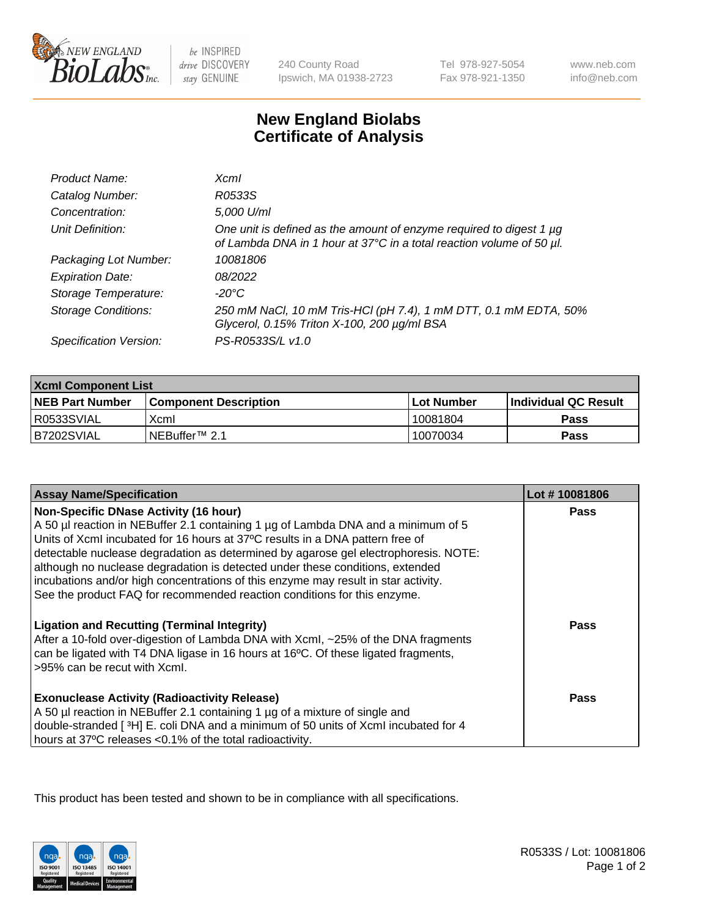240 County Road
Ipswich, MA 01938-2723

Tel 978-927-5054
Fax 978-921-1350

www.neb.com
info@neb.com

# New England Biolabs
# Certificate of Analysis

| | |
|---|---|
| *Product Name:* | *XcmI* |
| *Catalog Number:* | *R0533S* |
| *Concentration:* | *5,000 U/ml* |
| *Unit Definition:* | *One unit is defined as the amount of enzyme required to digest 1 µg of Lambda DNA in 1 hour at 37°C in a total reaction volume of 50 µl.* |
| *Packaging Lot Number:* | *10081806* |
| *Expiration Date:* | *08/2022* |
| *Storage Temperature:* | *-20°C* |
| *Storage Conditions:* | *250 mM NaCl, 10 mM Tris-HCl (pH 7.4), 1 mM DTT, 0.1 mM EDTA, 50% Glycerol, 0.15% Triton X-100, 200 µg/ml BSA* |
| *Specification Version:* | *PS-R0533S/L v1.0* |

| XcmI Component List | | | |
|---|---|---|---|
| **NEB Part Number** | **Component Description** | **Lot Number** | **Individual QC Result** |
| R0533SVIAL | XcmI | 10081804 | **Pass** |
| B7202SVIAL | NEBuffer™ 2.1 | 10070034 | **Pass** |

| Assay Name/Specification | Lot # 10081806 |
|---|---|
| **Non-Specific DNase Activity (16 hour)**<br>A 50 µl reaction in NEBuffer 2.1 containing 1 µg of Lambda DNA and a minimum of 5 Units of XcmI incubated for 16 hours at 37ºC results in a DNA pattern free of detectable nuclease degradation as determined by agarose gel electrophoresis. NOTE: although no nuclease degradation is detected under these conditions, extended incubations and/or high concentrations of this enzyme may result in star activity. See the product FAQ for recommended reaction conditions for this enzyme. | **Pass** |
| **Ligation and Recutting (Terminal Integrity)**<br>After a 10-fold over-digestion of Lambda DNA with XcmI, ~25% of the DNA fragments can be ligated with T4 DNA ligase in 16 hours at 16ºC. Of these ligated fragments, >95% can be recut with XcmI. | **Pass** |
| **Exonuclease Activity (Radioactivity Release)**<br>A 50 µl reaction in NEBuffer 2.1 containing 1 µg of a mixture of single and double-stranded [ $^3$H] E. coli DNA and a minimum of 50 units of XcmI incubated for 4 hours at 37ºC releases <0.1% of the total radioactivity. | **Pass** |

This product has been tested and shown to be in compliance with all specifications.

R0533S / Lot: 10081806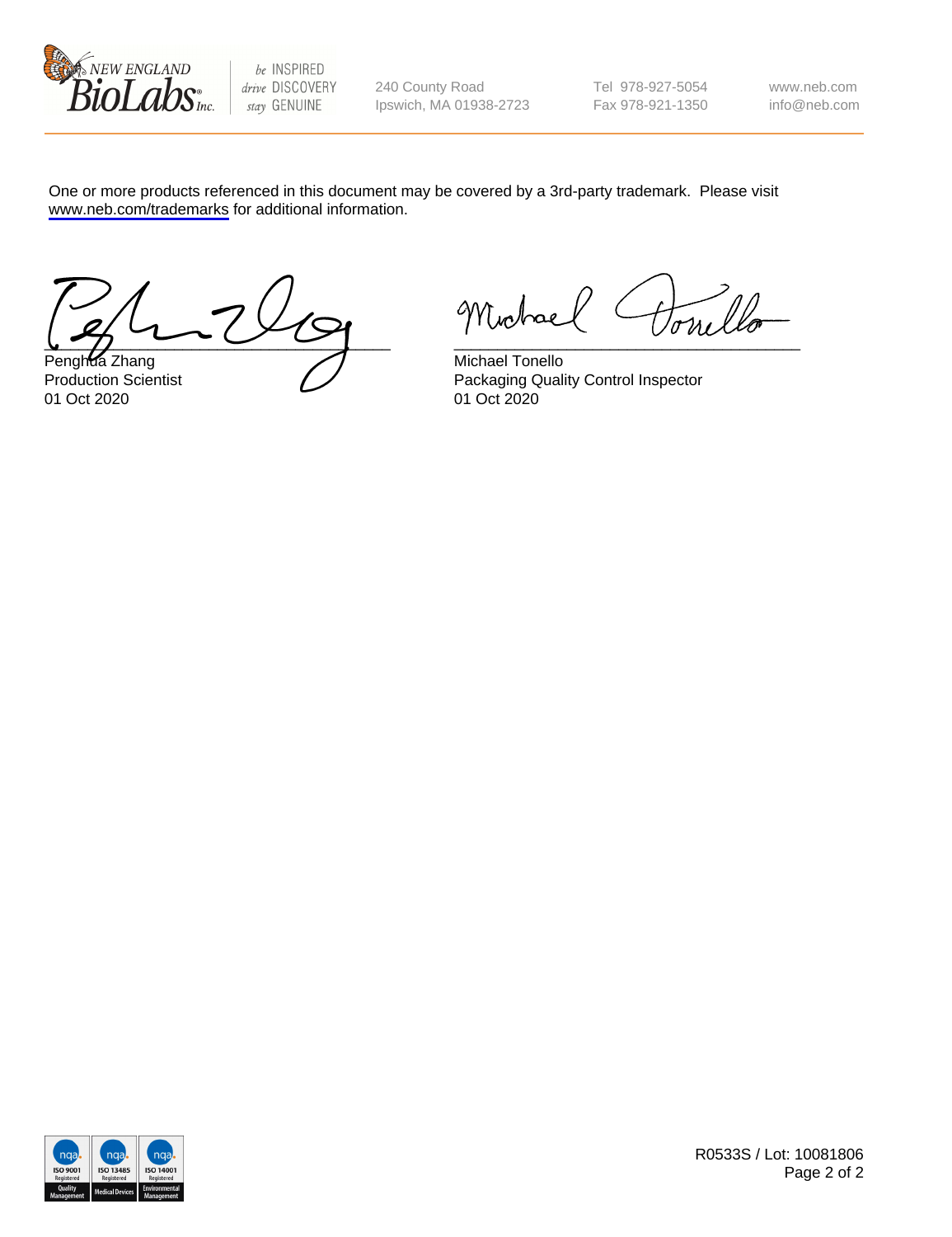One or more products referenced in this document may be covered by a 3rd-party trademark. Please visit www.neb.com/trademarks for additional information.

Penghua Zhang
Production Scientist
01 Oct 2020

Michael Tonello
Packaging Quality Control Inspector
01 Oct 2020

R0533S / Lot: 10081806